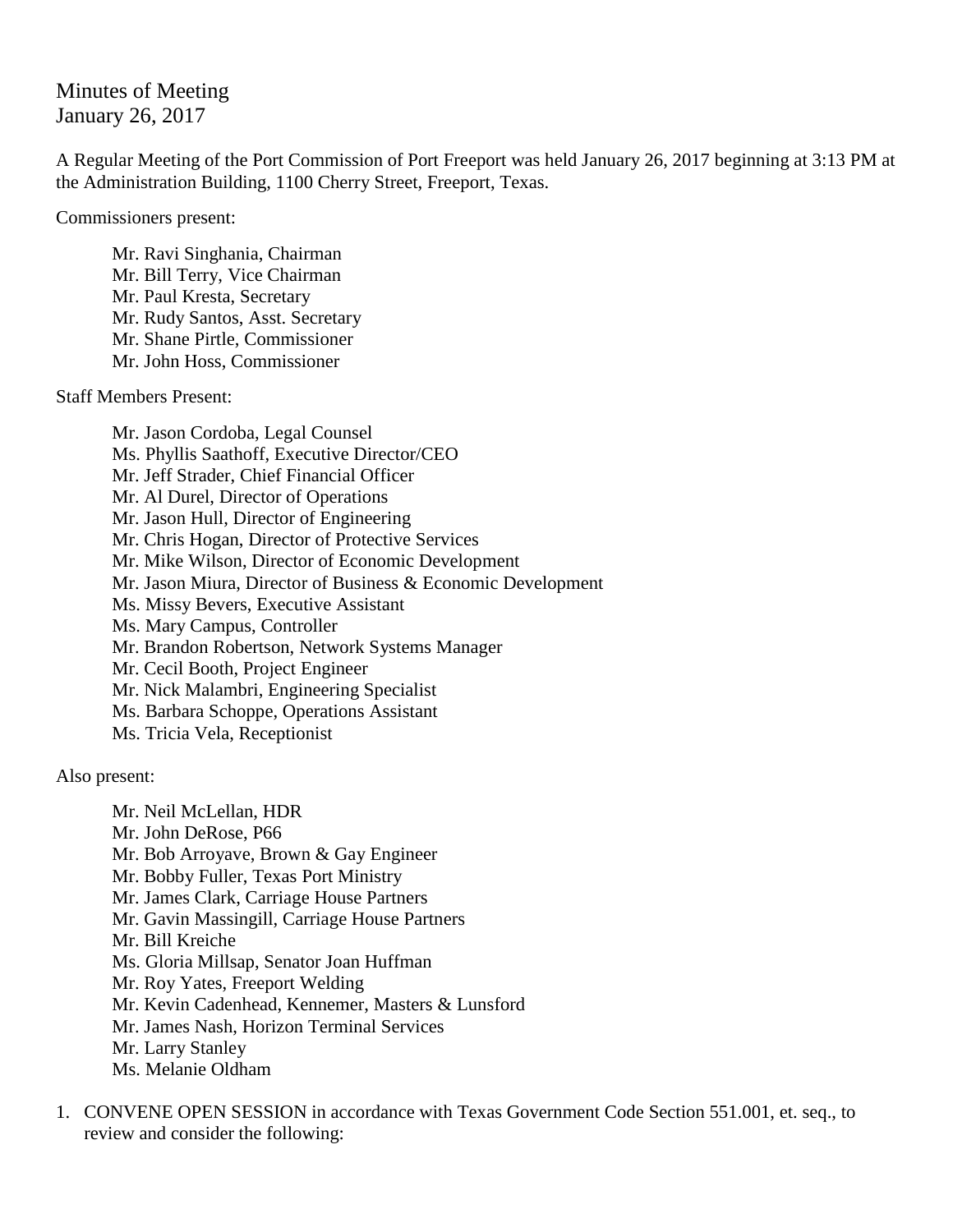# Minutes of Meeting
January 26, 2017

A Regular Meeting of the Port Commission of Port Freeport was held January 26, 2017 beginning at 3:13 PM at the Administration Building, 1100 Cherry Street, Freeport, Texas.

Commissioners present:

Mr. Ravi Singhania, Chairman
Mr. Bill Terry, Vice Chairman
Mr. Paul Kresta, Secretary
Mr. Rudy Santos, Asst. Secretary
Mr. Shane Pirtle, Commissioner
Mr. John Hoss, Commissioner

Staff Members Present:

Mr. Jason Cordoba, Legal Counsel
Ms. Phyllis Saathoff, Executive Director/CEO
Mr. Jeff Strader, Chief Financial Officer
Mr. Al Durel, Director of Operations
Mr. Jason Hull, Director of Engineering
Mr. Chris Hogan, Director of Protective Services
Mr. Mike Wilson, Director of Economic Development
Mr. Jason Miura, Director of Business & Economic Development
Ms. Missy Bevers, Executive Assistant
Ms. Mary Campus, Controller
Mr. Brandon Robertson, Network Systems Manager
Mr. Cecil Booth, Project Engineer
Mr. Nick Malambri, Engineering Specialist
Ms. Barbara Schoppe, Operations Assistant
Ms. Tricia Vela, Receptionist

Also present:

Mr. Neil McLellan, HDR
Mr. John DeRose, P66
Mr. Bob Arroyave, Brown & Gay Engineer
Mr. Bobby Fuller, Texas Port Ministry
Mr. James Clark, Carriage House Partners
Mr. Gavin Massingill, Carriage House Partners
Mr. Bill Kreiche
Ms. Gloria Millsap, Senator Joan Huffman
Mr. Roy Yates, Freeport Welding
Mr. Kevin Cadenhead, Kennemer, Masters & Lunsford
Mr. James Nash, Horizon Terminal Services
Mr. Larry Stanley
Ms. Melanie Oldham

1. CONVENE OPEN SESSION in accordance with Texas Government Code Section 551.001, et. seq., to review and consider the following: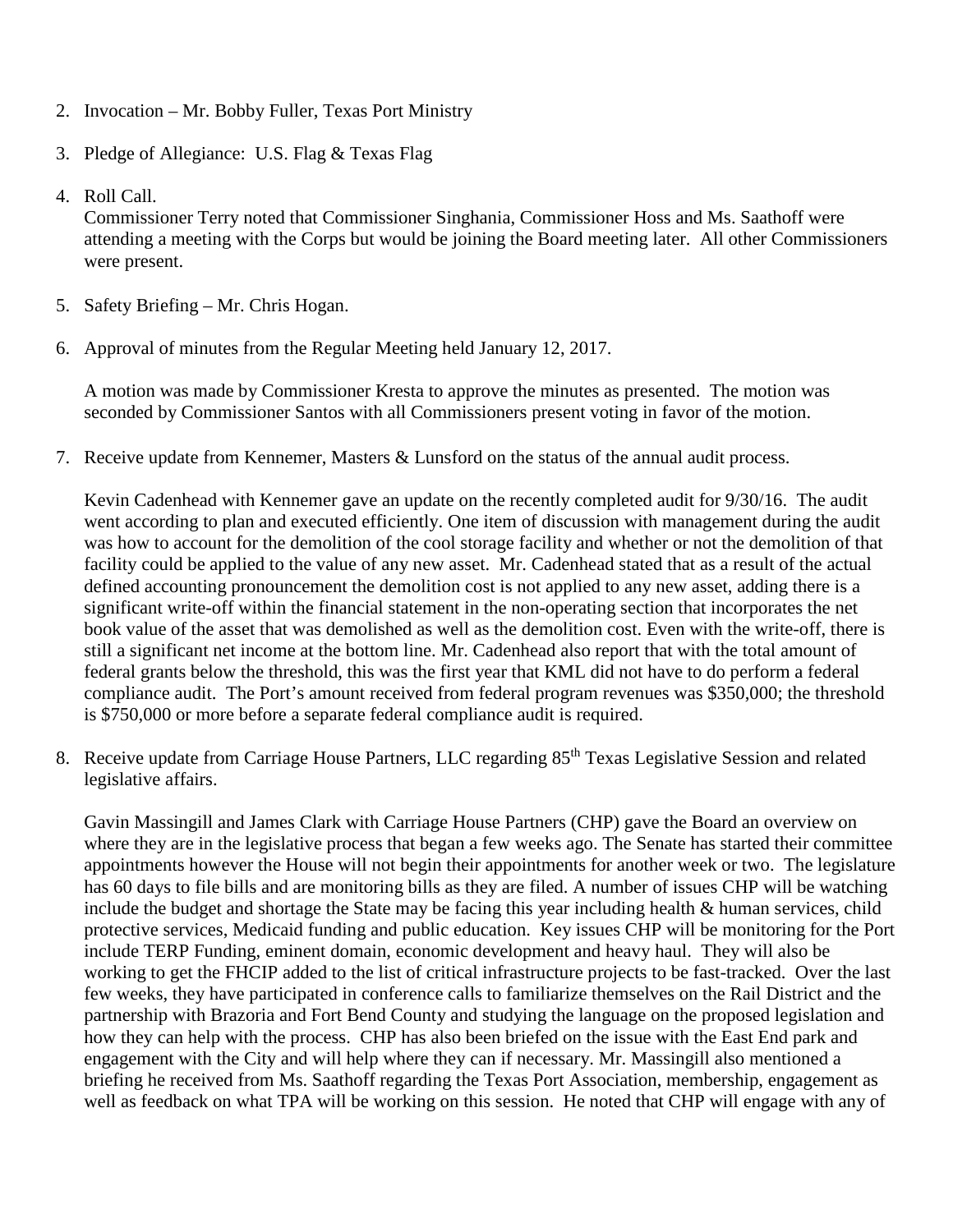2. Invocation – Mr. Bobby Fuller, Texas Port Ministry

3. Pledge of Allegiance: U.S. Flag & Texas Flag

4. Roll Call.

   Commissioner Terry noted that Commissioner Singhania, Commissioner Hoss and Ms. Saathoff were attending a meeting with the Corps but would be joining the Board meeting later. All other Commissioners were present.

5. Safety Briefing – Mr. Chris Hogan.

6. Approval of minutes from the Regular Meeting held January 12, 2017.

   A motion was made by Commissioner Kresta to approve the minutes as presented. The motion was seconded by Commissioner Santos with all Commissioners present voting in favor of the motion.

7. Receive update from Kennemer, Masters & Lunsford on the status of the annual audit process.

   Kevin Cadenhead with Kennemer gave an update on the recently completed audit for 9/30/16. The audit went according to plan and executed efficiently. One item of discussion with management during the audit was how to account for the demolition of the cool storage facility and whether or not the demolition of that facility could be applied to the value of any new asset. Mr. Cadenhead stated that as a result of the actual defined accounting pronouncement the demolition cost is not applied to any new asset, adding there is a significant write-off within the financial statement in the non-operating section that incorporates the net book value of the asset that was demolished as well as the demolition cost. Even with the write-off, there is still a significant net income at the bottom line. Mr. Cadenhead also report that with the total amount of federal grants below the threshold, this was the first year that KML did not have to do perform a federal compliance audit. The Port's amount received from federal program revenues was $350,000; the threshold is $750,000 or more before a separate federal compliance audit is required.

8. Receive update from Carriage House Partners, LLC regarding 85th Texas Legislative Session and related legislative affairs.

   Gavin Massingill and James Clark with Carriage House Partners (CHP) gave the Board an overview on where they are in the legislative process that began a few weeks ago. The Senate has started their committee appointments however the House will not begin their appointments for another week or two. The legislature has 60 days to file bills and are monitoring bills as they are filed. A number of issues CHP will be watching include the budget and shortage the State may be facing this year including health & human services, child protective services, Medicaid funding and public education. Key issues CHP will be monitoring for the Port include TERP Funding, eminent domain, economic development and heavy haul. They will also be working to get the FHCIP added to the list of critical infrastructure projects to be fast-tracked. Over the last few weeks, they have participated in conference calls to familiarize themselves on the Rail District and the partnership with Brazoria and Fort Bend County and studying the language on the proposed legislation and how they can help with the process. CHP has also been briefed on the issue with the East End park and engagement with the City and will help where they can if necessary. Mr. Massingill also mentioned a briefing he received from Ms. Saathoff regarding the Texas Port Association, membership, engagement as well as feedback on what TPA will be working on this session. He noted that CHP will engage with any of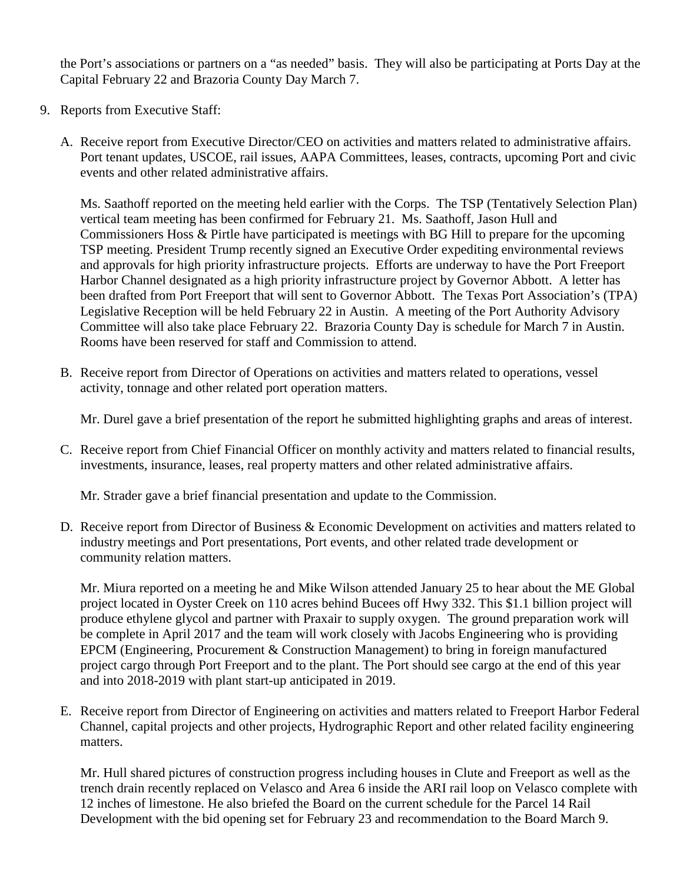the Port's associations or partners on a "as needed" basis. They will also be participating at Ports Day at the Capital February 22 and Brazoria County Day March 7.

9. Reports from Executive Staff:

   A. Receive report from Executive Director/CEO on activities and matters related to administrative affairs. Port tenant updates, USCOE, rail issues, AAPA Committees, leases, contracts, upcoming Port and civic events and other related administrative affairs.

      Ms. Saathoff reported on the meeting held earlier with the Corps. The TSP (Tentatively Selection Plan) vertical team meeting has been confirmed for February 21. Ms. Saathoff, Jason Hull and Commissioners Hoss & Pirtle have participated is meetings with BG Hill to prepare for the upcoming TSP meeting. President Trump recently signed an Executive Order expediting environmental reviews and approvals for high priority infrastructure projects. Efforts are underway to have the Port Freeport Harbor Channel designated as a high priority infrastructure project by Governor Abbott. A letter has been drafted from Port Freeport that will sent to Governor Abbott. The Texas Port Association's (TPA) Legislative Reception will be held February 22 in Austin. A meeting of the Port Authority Advisory Committee will also take place February 22. Brazoria County Day is schedule for March 7 in Austin. Rooms have been reserved for staff and Commission to attend.

   B. Receive report from Director of Operations on activities and matters related to operations, vessel activity, tonnage and other related port operation matters.

      Mr. Durel gave a brief presentation of the report he submitted highlighting graphs and areas of interest.

   C. Receive report from Chief Financial Officer on monthly activity and matters related to financial results, investments, insurance, leases, real property matters and other related administrative affairs.

      Mr. Strader gave a brief financial presentation and update to the Commission.

   D. Receive report from Director of Business & Economic Development on activities and matters related to industry meetings and Port presentations, Port events, and other related trade development or community relation matters.

      Mr. Miura reported on a meeting he and Mike Wilson attended January 25 to hear about the ME Global project located in Oyster Creek on 110 acres behind Bucees off Hwy 332. This $1.1 billion project will produce ethylene glycol and partner with Praxair to supply oxygen. The ground preparation work will be complete in April 2017 and the team will work closely with Jacobs Engineering who is providing EPCM (Engineering, Procurement & Construction Management) to bring in foreign manufactured project cargo through Port Freeport and to the plant. The Port should see cargo at the end of this year and into 2018-2019 with plant start-up anticipated in 2019.

   E. Receive report from Director of Engineering on activities and matters related to Freeport Harbor Federal Channel, capital projects and other projects, Hydrographic Report and other related facility engineering matters.

      Mr. Hull shared pictures of construction progress including houses in Clute and Freeport as well as the trench drain recently replaced on Velasco and Area 6 inside the ARI rail loop on Velasco complete with 12 inches of limestone. He also briefed the Board on the current schedule for the Parcel 14 Rail Development with the bid opening set for February 23 and recommendation to the Board March 9.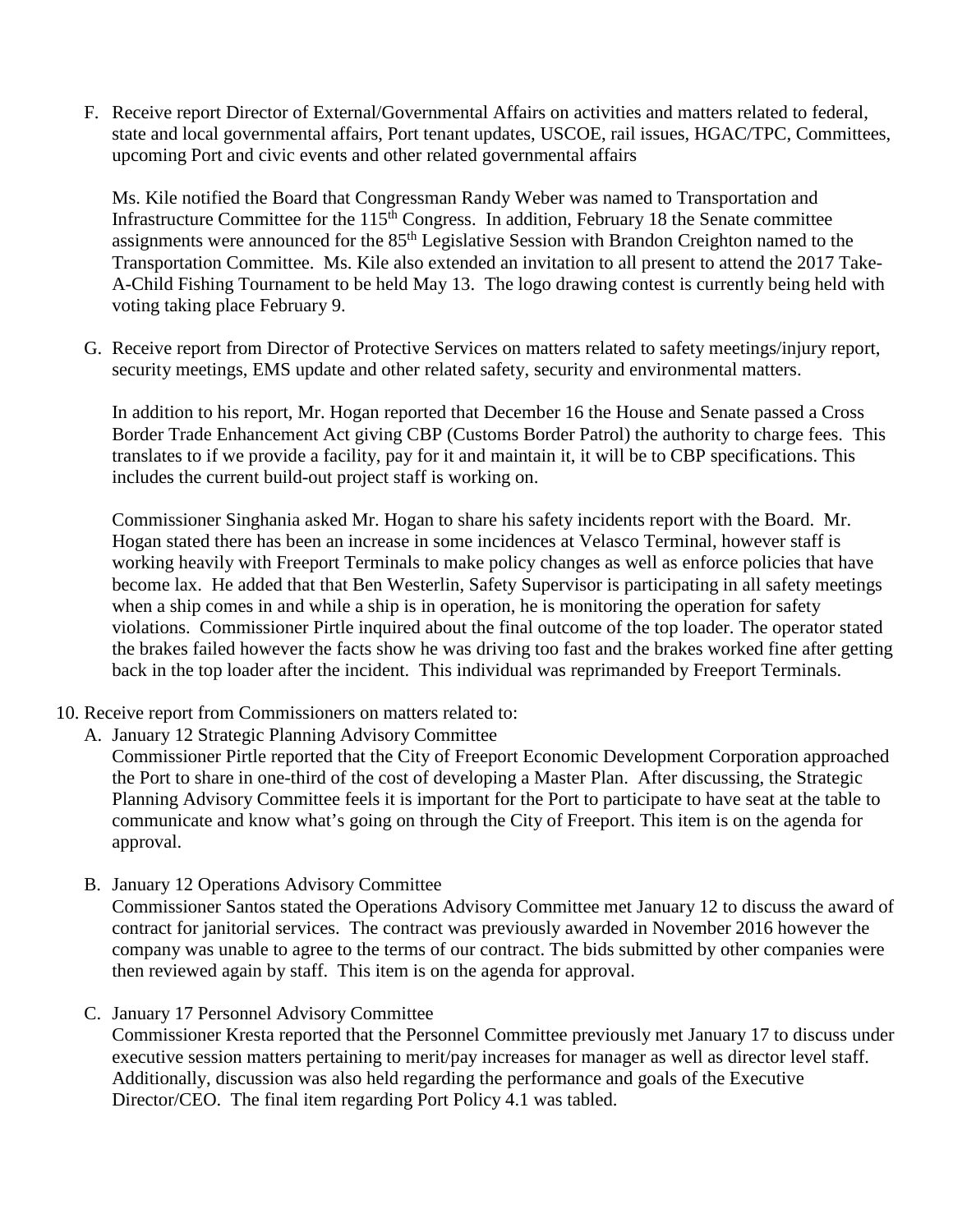F. Receive report Director of External/Governmental Affairs on activities and matters related to federal, state and local governmental affairs, Port tenant updates, USCOE, rail issues, HGAC/TPC, Committees, upcoming Port and civic events and other related governmental affairs

   Ms. Kile notified the Board that Congressman Randy Weber was named to Transportation and Infrastructure Committee for the 115th Congress. In addition, February 18 the Senate committee assignments were announced for the 85th Legislative Session with Brandon Creighton named to the Transportation Committee. Ms. Kile also extended an invitation to all present to attend the 2017 Take-A-Child Fishing Tournament to be held May 13. The logo drawing contest is currently being held with voting taking place February 9.

G. Receive report from Director of Protective Services on matters related to safety meetings/injury report, security meetings, EMS update and other related safety, security and environmental matters.

   In addition to his report, Mr. Hogan reported that December 16 the House and Senate passed a Cross Border Trade Enhancement Act giving CBP (Customs Border Patrol) the authority to charge fees. This translates to if we provide a facility, pay for it and maintain it, it will be to CBP specifications. This includes the current build-out project staff is working on.

   Commissioner Singhania asked Mr. Hogan to share his safety incidents report with the Board. Mr. Hogan stated there has been an increase in some incidences at Velasco Terminal, however staff is working heavily with Freeport Terminals to make policy changes as well as enforce policies that have become lax. He added that that Ben Westerlin, Safety Supervisor is participating in all safety meetings when a ship comes in and while a ship is in operation, he is monitoring the operation for safety violations. Commissioner Pirtle inquired about the final outcome of the top loader. The operator stated the brakes failed however the facts show he was driving too fast and the brakes worked fine after getting back in the top loader after the incident. This individual was reprimanded by Freeport Terminals.

10. Receive report from Commissioners on matters related to:

   A. January 12 Strategic Planning Advisory Committee
   Commissioner Pirtle reported that the City of Freeport Economic Development Corporation approached the Port to share in one-third of the cost of developing a Master Plan. After discussing, the Strategic Planning Advisory Committee feels it is important for the Port to participate to have seat at the table to communicate and know what's going on through the City of Freeport. This item is on the agenda for approval.

   B. January 12 Operations Advisory Committee
   Commissioner Santos stated the Operations Advisory Committee met January 12 to discuss the award of contract for janitorial services. The contract was previously awarded in November 2016 however the company was unable to agree to the terms of our contract. The bids submitted by other companies were then reviewed again by staff. This item is on the agenda for approval.

   C. January 17 Personnel Advisory Committee
   Commissioner Kresta reported that the Personnel Committee previously met January 17 to discuss under executive session matters pertaining to merit/pay increases for manager as well as director level staff. Additionally, discussion was also held regarding the performance and goals of the Executive Director/CEO. The final item regarding Port Policy 4.1 was tabled.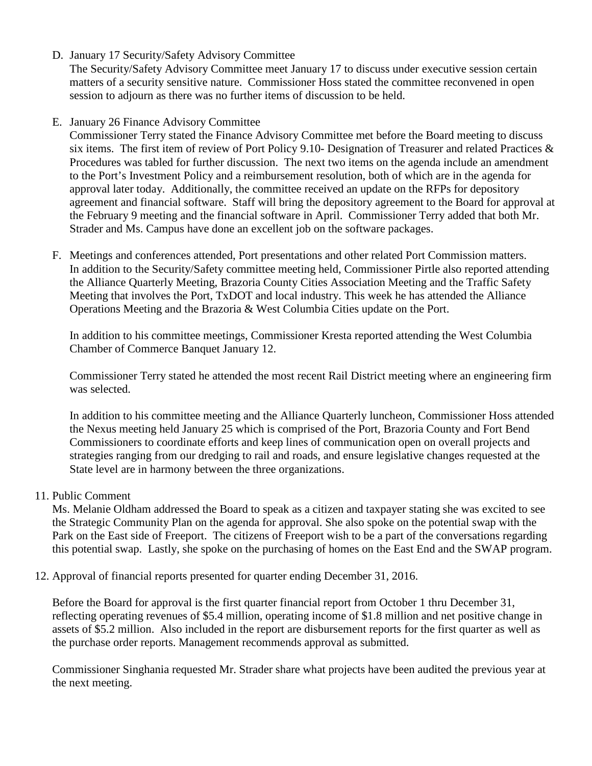D. January 17 Security/Safety Advisory Committee
   The Security/Safety Advisory Committee meet January 17 to discuss under executive session certain matters of a security sensitive nature. Commissioner Hoss stated the committee reconvened in open session to adjourn as there was no further items of discussion to be held.

E. January 26 Finance Advisory Committee
   Commissioner Terry stated the Finance Advisory Committee met before the Board meeting to discuss six items. The first item of review of Port Policy 9.10- Designation of Treasurer and related Practices & Procedures was tabled for further discussion. The next two items on the agenda include an amendment to the Port's Investment Policy and a reimbursement resolution, both of which are in the agenda for approval later today. Additionally, the committee received an update on the RFPs for depository agreement and financial software. Staff will bring the depository agreement to the Board for approval at the February 9 meeting and the financial software in April. Commissioner Terry added that both Mr. Strader and Ms. Campus have done an excellent job on the software packages.

F. Meetings and conferences attended, Port presentations and other related Port Commission matters.
   In addition to the Security/Safety committee meeting held, Commissioner Pirtle also reported attending the Alliance Quarterly Meeting, Brazoria County Cities Association Meeting and the Traffic Safety Meeting that involves the Port, TxDOT and local industry. This week he has attended the Alliance Operations Meeting and the Brazoria & West Columbia Cities update on the Port.

   In addition to his committee meetings, Commissioner Kresta reported attending the West Columbia Chamber of Commerce Banquet January 12.

   Commissioner Terry stated he attended the most recent Rail District meeting where an engineering firm was selected.

   In addition to his committee meeting and the Alliance Quarterly luncheon, Commissioner Hoss attended the Nexus meeting held January 25 which is comprised of the Port, Brazoria County and Fort Bend Commissioners to coordinate efforts and keep lines of communication open on overall projects and strategies ranging from our dredging to rail and roads, and ensure legislative changes requested at the State level are in harmony between the three organizations.

11. Public Comment
    Ms. Melanie Oldham addressed the Board to speak as a citizen and taxpayer stating she was excited to see the Strategic Community Plan on the agenda for approval. She also spoke on the potential swap with the Park on the East side of Freeport. The citizens of Freeport wish to be a part of the conversations regarding this potential swap. Lastly, she spoke on the purchasing of homes on the East End and the SWAP program.

12. Approval of financial reports presented for quarter ending December 31, 2016.

    Before the Board for approval is the first quarter financial report from October 1 thru December 31, reflecting operating revenues of $5.4 million, operating income of $1.8 million and net positive change in assets of $5.2 million. Also included in the report are disbursement reports for the first quarter as well as the purchase order reports. Management recommends approval as submitted.

    Commissioner Singhania requested Mr. Strader share what projects have been audited the previous year at the next meeting.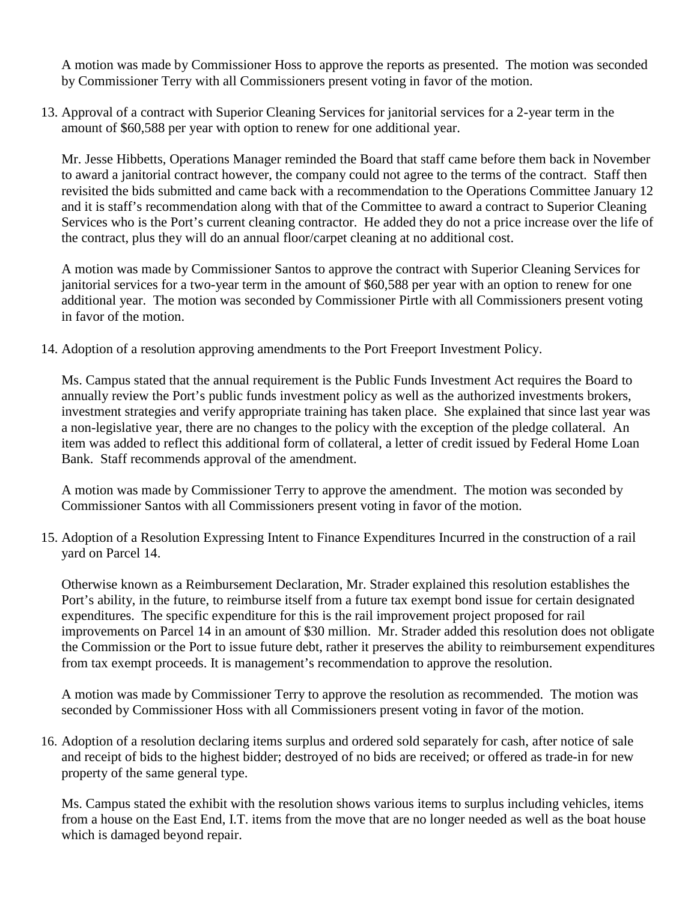A motion was made by Commissioner Hoss to approve the reports as presented. The motion was seconded by Commissioner Terry with all Commissioners present voting in favor of the motion.

13. Approval of a contract with Superior Cleaning Services for janitorial services for a 2-year term in the amount of $60,588 per year with option to renew for one additional year.

    Mr. Jesse Hibbetts, Operations Manager reminded the Board that staff came before them back in November to award a janitorial contract however, the company could not agree to the terms of the contract. Staff then revisited the bids submitted and came back with a recommendation to the Operations Committee January 12 and it is staff's recommendation along with that of the Committee to award a contract to Superior Cleaning Services who is the Port's current cleaning contractor. He added they do not a price increase over the life of the contract, plus they will do an annual floor/carpet cleaning at no additional cost.

    A motion was made by Commissioner Santos to approve the contract with Superior Cleaning Services for janitorial services for a two-year term in the amount of $60,588 per year with an option to renew for one additional year. The motion was seconded by Commissioner Pirtle with all Commissioners present voting in favor of the motion.

14. Adoption of a resolution approving amendments to the Port Freeport Investment Policy.

    Ms. Campus stated that the annual requirement is the Public Funds Investment Act requires the Board to annually review the Port's public funds investment policy as well as the authorized investments brokers, investment strategies and verify appropriate training has taken place. She explained that since last year was a non-legislative year, there are no changes to the policy with the exception of the pledge collateral. An item was added to reflect this additional form of collateral, a letter of credit issued by Federal Home Loan Bank. Staff recommends approval of the amendment.

    A motion was made by Commissioner Terry to approve the amendment. The motion was seconded by Commissioner Santos with all Commissioners present voting in favor of the motion.

15. Adoption of a Resolution Expressing Intent to Finance Expenditures Incurred in the construction of a rail yard on Parcel 14.

    Otherwise known as a Reimbursement Declaration, Mr. Strader explained this resolution establishes the Port's ability, in the future, to reimburse itself from a future tax exempt bond issue for certain designated expenditures. The specific expenditure for this is the rail improvement project proposed for rail improvements on Parcel 14 in an amount of $30 million. Mr. Strader added this resolution does not obligate the Commission or the Port to issue future debt, rather it preserves the ability to reimbursement expenditures from tax exempt proceeds. It is management's recommendation to approve the resolution.

    A motion was made by Commissioner Terry to approve the resolution as recommended. The motion was seconded by Commissioner Hoss with all Commissioners present voting in favor of the motion.

16. Adoption of a resolution declaring items surplus and ordered sold separately for cash, after notice of sale and receipt of bids to the highest bidder; destroyed of no bids are received; or offered as trade-in for new property of the same general type.

    Ms. Campus stated the exhibit with the resolution shows various items to surplus including vehicles, items from a house on the East End, I.T. items from the move that are no longer needed as well as the boat house which is damaged beyond repair.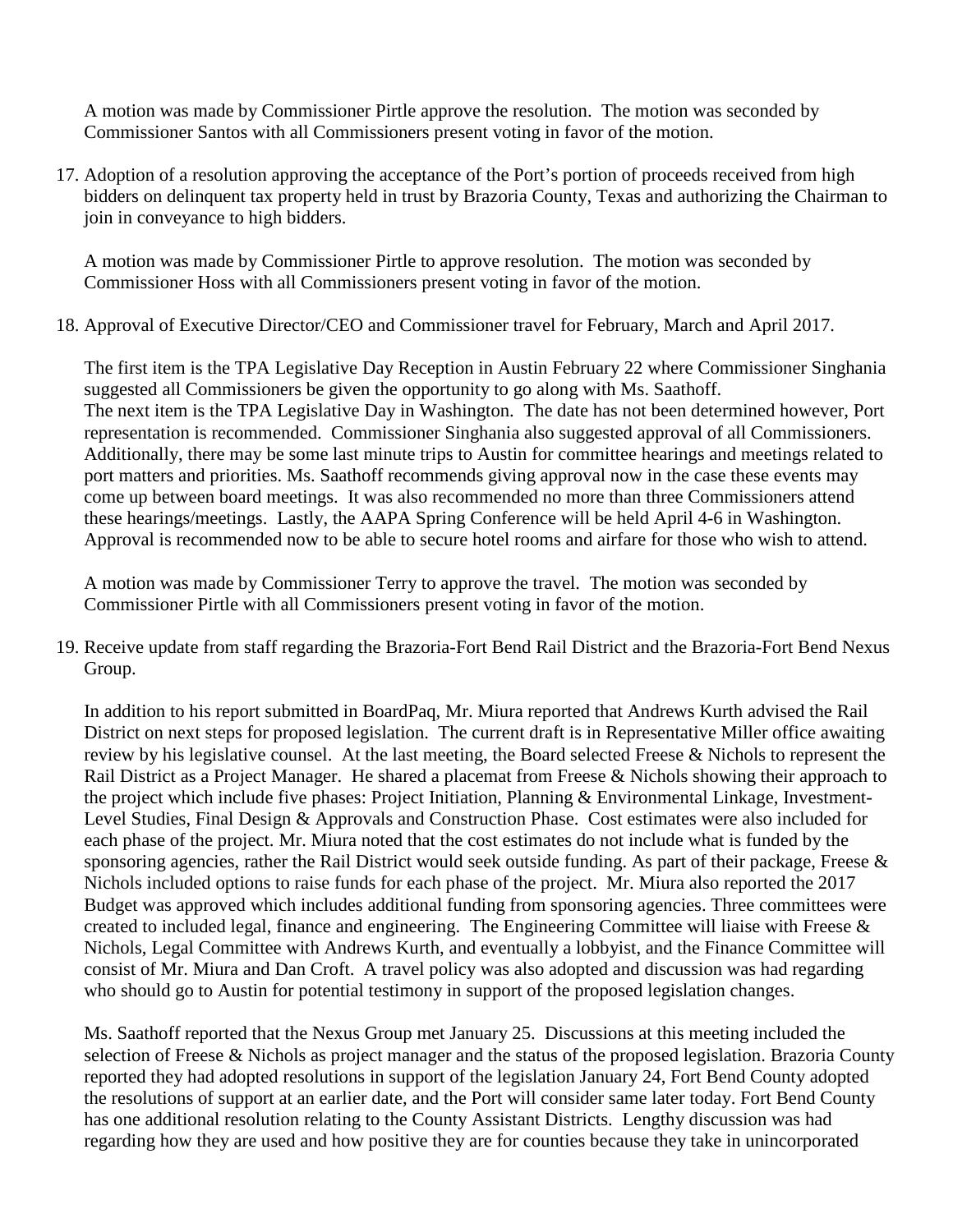A motion was made by Commissioner Pirtle approve the resolution. The motion was seconded by Commissioner Santos with all Commissioners present voting in favor of the motion.

17. Adoption of a resolution approving the acceptance of the Port's portion of proceeds received from high bidders on delinquent tax property held in trust by Brazoria County, Texas and authorizing the Chairman to join in conveyance to high bidders.

    A motion was made by Commissioner Pirtle to approve resolution. The motion was seconded by Commissioner Hoss with all Commissioners present voting in favor of the motion.

18. Approval of Executive Director/CEO and Commissioner travel for February, March and April 2017.

    The first item is the TPA Legislative Day Reception in Austin February 22 where Commissioner Singhania suggested all Commissioners be given the opportunity to go along with Ms. Saathoff.
    The next item is the TPA Legislative Day in Washington. The date has not been determined however, Port representation is recommended. Commissioner Singhania also suggested approval of all Commissioners. Additionally, there may be some last minute trips to Austin for committee hearings and meetings related to port matters and priorities. Ms. Saathoff recommends giving approval now in the case these events may come up between board meetings. It was also recommended no more than three Commissioners attend these hearings/meetings. Lastly, the AAPA Spring Conference will be held April 4-6 in Washington. Approval is recommended now to be able to secure hotel rooms and airfare for those who wish to attend.

    A motion was made by Commissioner Terry to approve the travel. The motion was seconded by Commissioner Pirtle with all Commissioners present voting in favor of the motion.

19. Receive update from staff regarding the Brazoria-Fort Bend Rail District and the Brazoria-Fort Bend Nexus Group.

    In addition to his report submitted in BoardPaq, Mr. Miura reported that Andrews Kurth advised the Rail District on next steps for proposed legislation. The current draft is in Representative Miller office awaiting review by his legislative counsel. At the last meeting, the Board selected Freese & Nichols to represent the Rail District as a Project Manager. He shared a placemat from Freese & Nichols showing their approach to the project which include five phases: Project Initiation, Planning & Environmental Linkage, Investment-Level Studies, Final Design & Approvals and Construction Phase. Cost estimates were also included for each phase of the project. Mr. Miura noted that the cost estimates do not include what is funded by the sponsoring agencies, rather the Rail District would seek outside funding. As part of their package, Freese & Nichols included options to raise funds for each phase of the project. Mr. Miura also reported the 2017 Budget was approved which includes additional funding from sponsoring agencies. Three committees were created to included legal, finance and engineering. The Engineering Committee will liaise with Freese & Nichols, Legal Committee with Andrews Kurth, and eventually a lobbyist, and the Finance Committee will consist of Mr. Miura and Dan Croft. A travel policy was also adopted and discussion was had regarding who should go to Austin for potential testimony in support of the proposed legislation changes.

    Ms. Saathoff reported that the Nexus Group met January 25. Discussions at this meeting included the selection of Freese & Nichols as project manager and the status of the proposed legislation. Brazoria County reported they had adopted resolutions in support of the legislation January 24, Fort Bend County adopted the resolutions of support at an earlier date, and the Port will consider same later today. Fort Bend County has one additional resolution relating to the County Assistant Districts. Lengthy discussion was had regarding how they are used and how positive they are for counties because they take in unincorporated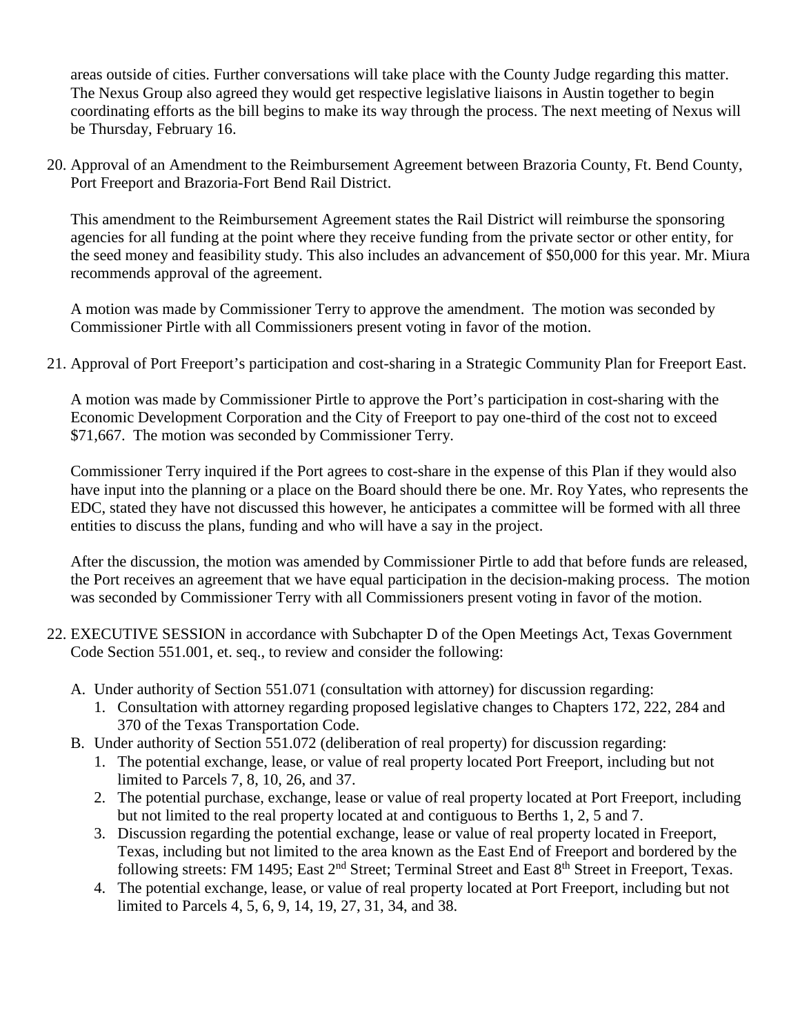areas outside of cities. Further conversations will take place with the County Judge regarding this matter. The Nexus Group also agreed they would get respective legislative liaisons in Austin together to begin coordinating efforts as the bill begins to make its way through the process. The next meeting of Nexus will be Thursday, February 16.

20. Approval of an Amendment to the Reimbursement Agreement between Brazoria County, Ft. Bend County, Port Freeport and Brazoria-Fort Bend Rail District.

    This amendment to the Reimbursement Agreement states the Rail District will reimburse the sponsoring agencies for all funding at the point where they receive funding from the private sector or other entity, for the seed money and feasibility study. This also includes an advancement of $50,000 for this year. Mr. Miura recommends approval of the agreement.

    A motion was made by Commissioner Terry to approve the amendment. The motion was seconded by Commissioner Pirtle with all Commissioners present voting in favor of the motion.

21. Approval of Port Freeport's participation and cost-sharing in a Strategic Community Plan for Freeport East.

    A motion was made by Commissioner Pirtle to approve the Port's participation in cost-sharing with the Economic Development Corporation and the City of Freeport to pay one-third of the cost not to exceed $71,667. The motion was seconded by Commissioner Terry.

    Commissioner Terry inquired if the Port agrees to cost-share in the expense of this Plan if they would also have input into the planning or a place on the Board should there be one. Mr. Roy Yates, who represents the EDC, stated they have not discussed this however, he anticipates a committee will be formed with all three entities to discuss the plans, funding and who will have a say in the project.

    After the discussion, the motion was amended by Commissioner Pirtle to add that before funds are released, the Port receives an agreement that we have equal participation in the decision-making process. The motion was seconded by Commissioner Terry with all Commissioners present voting in favor of the motion.

22. EXECUTIVE SESSION in accordance with Subchapter D of the Open Meetings Act, Texas Government Code Section 551.001, et. seq., to review and consider the following:

    A. Under authority of Section 551.071 (consultation with attorney) for discussion regarding:
        1. Consultation with attorney regarding proposed legislative changes to Chapters 172, 222, 284 and 370 of the Texas Transportation Code.
    B. Under authority of Section 551.072 (deliberation of real property) for discussion regarding:
        1. The potential exchange, lease, or value of real property located Port Freeport, including but not limited to Parcels 7, 8, 10, 26, and 37.
        2. The potential purchase, exchange, lease or value of real property located at Port Freeport, including but not limited to the real property located at and contiguous to Berths 1, 2, 5 and 7.
        3. Discussion regarding the potential exchange, lease or value of real property located in Freeport, Texas, including but not limited to the area known as the East End of Freeport and bordered by the following streets: FM 1495; East 2nd Street; Terminal Street and East 8th Street in Freeport, Texas.
        4. The potential exchange, lease, or value of real property located at Port Freeport, including but not limited to Parcels 4, 5, 6, 9, 14, 19, 27, 31, 34, and 38.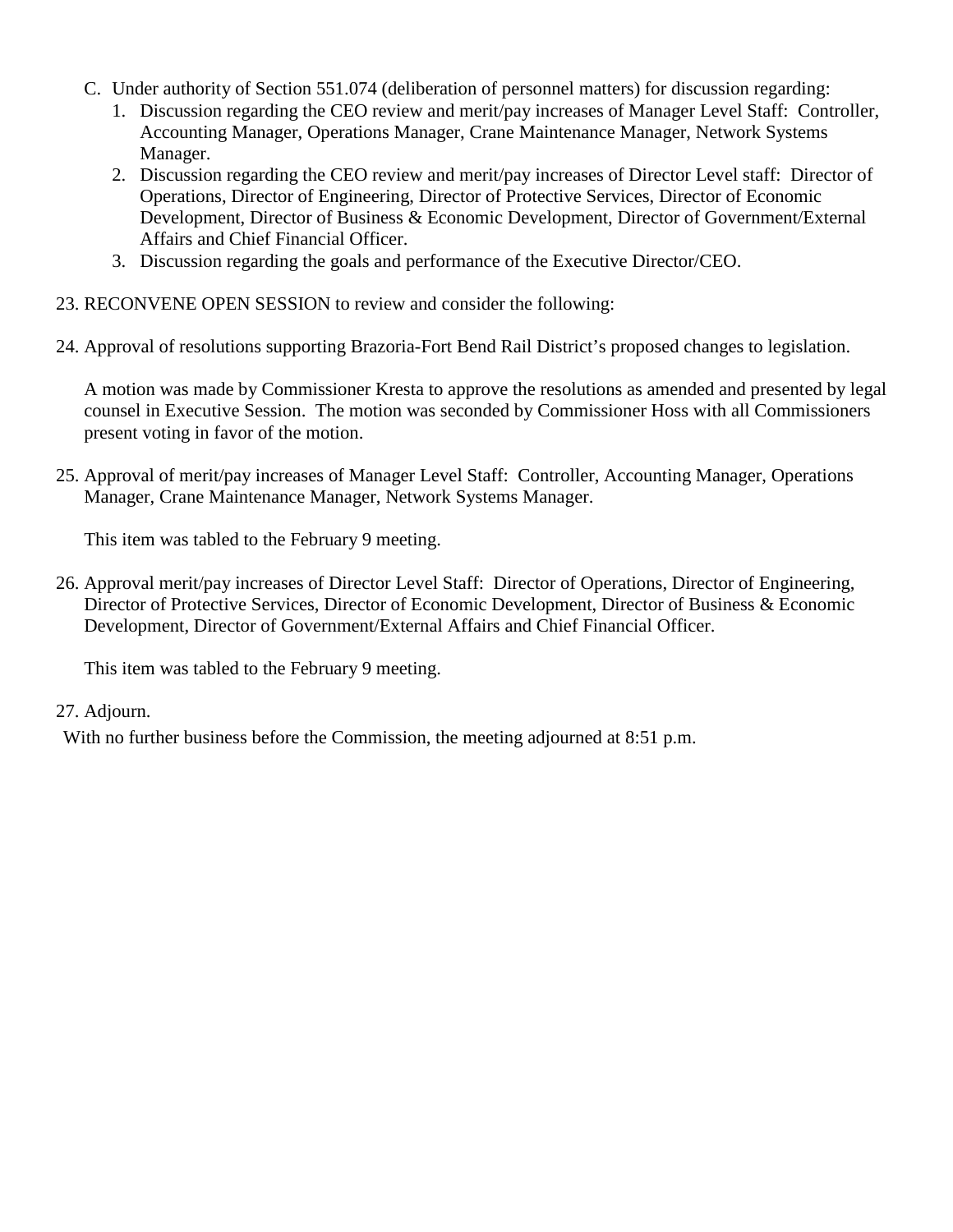C. Under authority of Section 551.074 (deliberation of personnel matters) for discussion regarding:
   1. Discussion regarding the CEO review and merit/pay increases of Manager Level Staff: Controller, Accounting Manager, Operations Manager, Crane Maintenance Manager, Network Systems Manager.
   2. Discussion regarding the CEO review and merit/pay increases of Director Level staff: Director of Operations, Director of Engineering, Director of Protective Services, Director of Economic Development, Director of Business & Economic Development, Director of Government/External Affairs and Chief Financial Officer.
   3. Discussion regarding the goals and performance of the Executive Director/CEO.

23. RECONVENE OPEN SESSION to review and consider the following:

24. Approval of resolutions supporting Brazoria-Fort Bend Rail District's proposed changes to legislation.

    A motion was made by Commissioner Kresta to approve the resolutions as amended and presented by legal counsel in Executive Session. The motion was seconded by Commissioner Hoss with all Commissioners present voting in favor of the motion.

25. Approval of merit/pay increases of Manager Level Staff: Controller, Accounting Manager, Operations Manager, Crane Maintenance Manager, Network Systems Manager.

    This item was tabled to the February 9 meeting.

26. Approval merit/pay increases of Director Level Staff: Director of Operations, Director of Engineering, Director of Protective Services, Director of Economic Development, Director of Business & Economic Development, Director of Government/External Affairs and Chief Financial Officer.

    This item was tabled to the February 9 meeting.

27. Adjourn.

With no further business before the Commission, the meeting adjourned at 8:51 p.m.